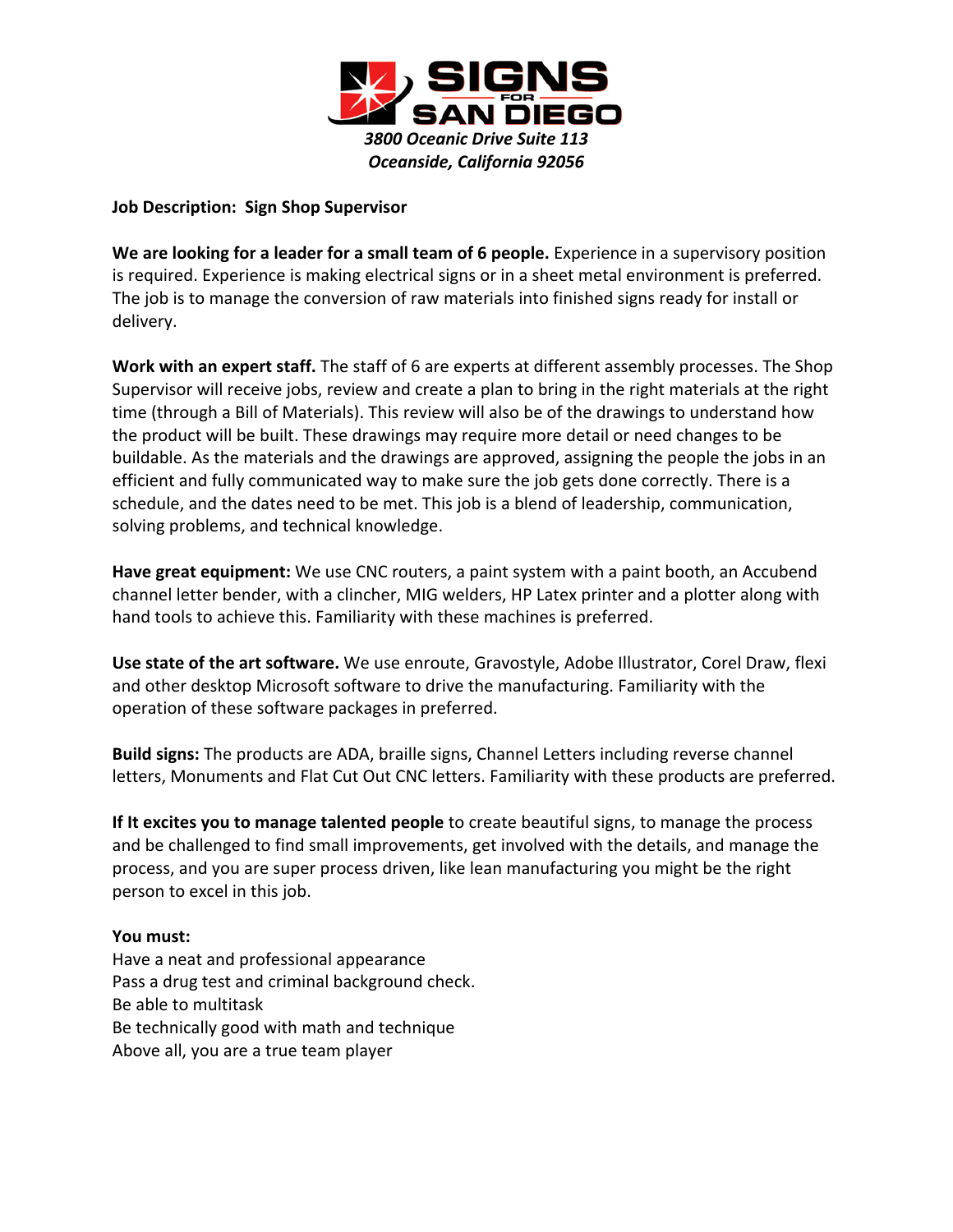**SIGNS FOR SAN DIEGO**

*3800 Oceanic Drive Suite 113*
*Oceanside, California 92056*

**Job Description: Sign Shop Supervisor**

**We are looking for a leader for a small team of 6 people.** Experience in a supervisory position is required. Experience is making electrical signs or in a sheet metal environment is preferred. The job is to manage the conversion of raw materials into finished signs ready for install or delivery.

**Work with an expert staff.** The staff of 6 are experts at different assembly processes. The Shop Supervisor will receive jobs, review and create a plan to bring in the right materials at the right time (through a Bill of Materials). This review will also be of the drawings to understand how the product will be built. These drawings may require more detail or need changes to be buildable. As the materials and the drawings are approved, assigning the people the jobs in an efficient and fully communicated way to make sure the job gets done correctly. There is a schedule, and the dates need to be met. This job is a blend of leadership, communication, solving problems, and technical knowledge.

**Have great equipment:** We use CNC routers, a paint system with a paint booth, an Accubend channel letter bender, with a clincher, MIG welders, HP Latex printer and a plotter along with hand tools to achieve this. Familiarity with these machines is preferred.

**Use state of the art software.** We use enroute, Gravostyle, Adobe Illustrator, Corel Draw, flexi and other desktop Microsoft software to drive the manufacturing. Familiarity with the operation of these software packages in preferred.

**Build signs:** The products are ADA, braille signs, Channel Letters including reverse channel letters, Monuments and Flat Cut Out CNC letters. Familiarity with these products are preferred.

**If It excites you to manage talented people** to create beautiful signs, to manage the process and be challenged to find small improvements, get involved with the details, and manage the process, and you are super process driven, like lean manufacturing you might be the right person to excel in this job.

**You must:**
Have a neat and professional appearance
Pass a drug test and criminal background check.
Be able to multitask
Be technically good with math and technique
Above all, you are a true team player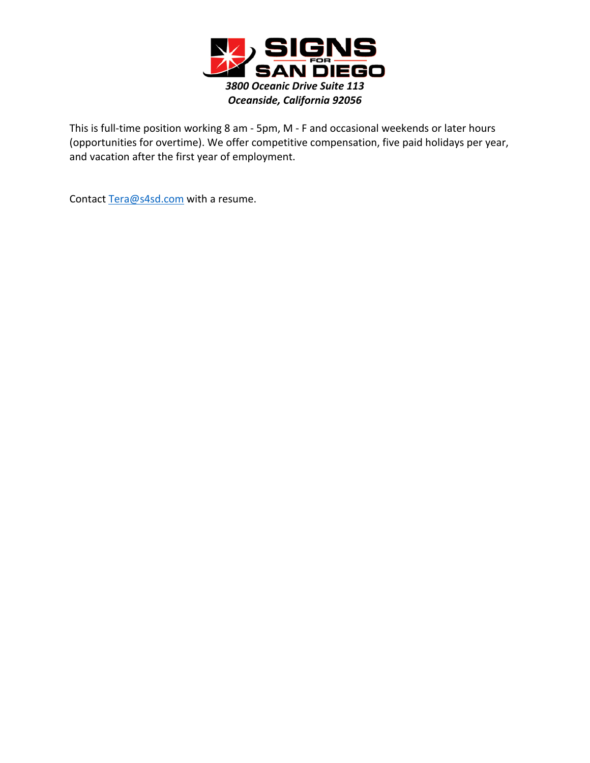*3800 Oceanic Drive Suite 113*
*Oceanside, California 92056*

This is full-time position working 8 am - 5pm, M - F and occasional weekends or later hours (opportunities for overtime). We offer competitive compensation, five paid holidays per year, and vacation after the first year of employment.

Contact Tera@s4sd.com with a resume.